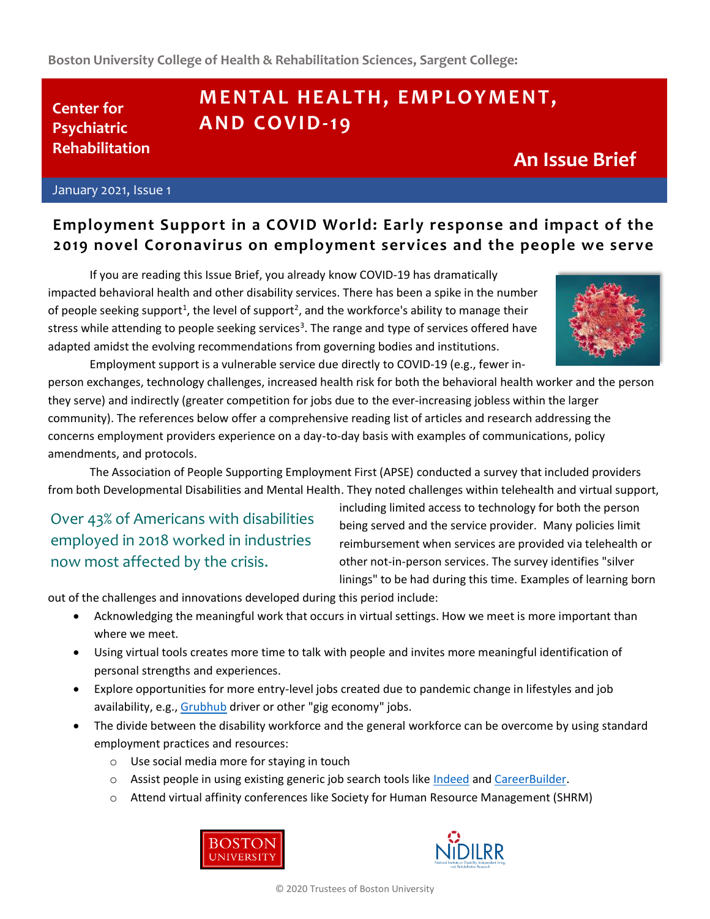Boston University College of Health & Rehabilitation Sciences, Sargent College:

**Center for Psychiatric Rehabilitation**

# MENTAL HEALTH, EMPLOYMENT, AND COVID-19

**An Issue Brief**

January 2021, Issue 1

## Employment Support in a COVID World: Early response and impact of the 2019 novel Coronavirus on employment services and the people we serve

If you are reading this Issue Brief, you already know COVID-19 has dramatically impacted behavioral health and other disability services. There has been a spike in the number of people seeking support[1], the level of support[2], and the workforce's ability to manage their stress while attending to people seeking services[3]. The range and type of services offered have adapted amidst the evolving recommendations from governing bodies and institutions.

Employment support is a vulnerable service due directly to COVID-19 (e.g., fewer in-person exchanges, technology challenges, increased health risk for both the behavioral health worker and the person they serve) and indirectly (greater competition for jobs due to the ever-increasing jobless within the larger community). The references below offer a comprehensive reading list of articles and research addressing the concerns employment providers experience on a day-to-day basis with examples of communications, policy amendments, and protocols.

The Association of People Supporting Employment First (APSE) conducted a survey that included providers from both Developmental Disabilities and Mental Health. They noted challenges within telehealth and virtual support, including limited access to technology for both the person being served and the service provider. Many policies limit reimbursement when services are provided via telehealth or other not-in-person services. The survey identifies "silver linings" to be had during this time. Examples of learning born out of the challenges and innovations developed during this period include:

> Over 43% of Americans with disabilities employed in 2018 worked in industries now most affected by the crisis.

- Acknowledging the meaningful work that occurs in virtual settings. How we meet is more important than where we meet.
- Using virtual tools creates more time to talk with people and invites more meaningful identification of personal strengths and experiences.
- Explore opportunities for more entry-level jobs created due to pandemic change in lifestyles and job availability, e.g., Grubhub driver or other "gig economy" jobs.
- The divide between the disability workforce and the general workforce can be overcome by using standard employment practices and resources:
  - Use social media more for staying in touch
  - Assist people in using existing generic job search tools like Indeed and CareerBuilder.
  - Attend virtual affinity conferences like Society for Human Resource Management (SHRM)

© 2020 Trustees of Boston University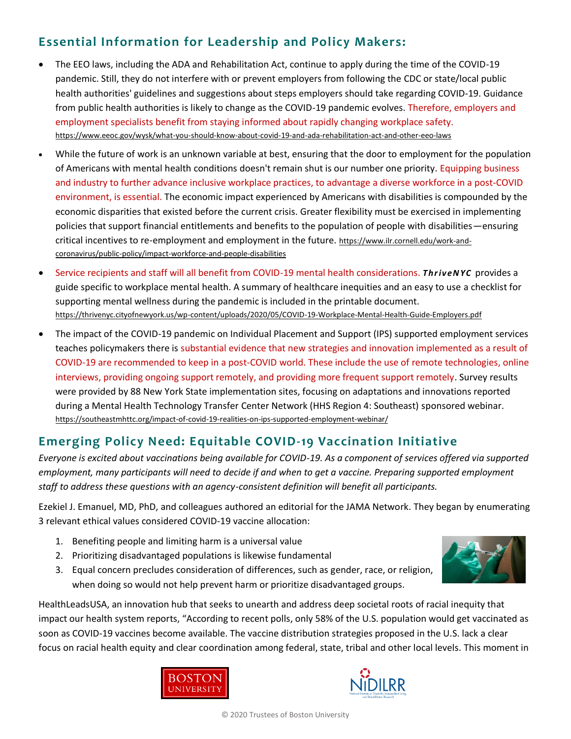## Essential Information for Leadership and Policy Makers:

- The EEO laws, including the ADA and Rehabilitation Act, continue to apply during the time of the COVID-19 pandemic. Still, they do not interfere with or prevent employers from following the CDC or state/local public health authorities' guidelines and suggestions about steps employers should take regarding COVID-19. Guidance from public health authorities is likely to change as the COVID-19 pandemic evolves. Therefore, employers and employment specialists benefit from staying informed about rapidly changing workplace safety. https://www.eeoc.gov/wysk/what-you-should-know-about-covid-19-and-ada-rehabilitation-act-and-other-eeo-laws
- While the future of work is an unknown variable at best, ensuring that the door to employment for the population of Americans with mental health conditions doesn't remain shut is our number one priority. Equipping business and industry to further advance inclusive workplace practices, to advantage a diverse workforce in a post-COVID environment, is essential. The economic impact experienced by Americans with disabilities is compounded by the economic disparities that existed before the current crisis. Greater flexibility must be exercised in implementing policies that support financial entitlements and benefits to the population of people with disabilities—ensuring critical incentives to re-employment and employment in the future. https://www.ilr.cornell.edu/work-and-coronavirus/public-policy/impact-workforce-and-people-disabilities
- Service recipients and staff will all benefit from COVID-19 mental health considerations. ***ThriveNYC*** provides a guide specific to workplace mental health. A summary of healthcare inequities and an easy to use a checklist for supporting mental wellness during the pandemic is included in the printable document. https://thrivenyc.cityofnewyork.us/wp-content/uploads/2020/05/COVID-19-Workplace-Mental-Health-Guide-Employers.pdf
- The impact of the COVID-19 pandemic on Individual Placement and Support (IPS) supported employment services teaches policymakers there is substantial evidence that new strategies and innovation implemented as a result of COVID-19 are recommended to keep in a post-COVID world. These include the use of remote technologies, online interviews, providing ongoing support remotely, and providing more frequent support remotely. Survey results were provided by 88 New York State implementation sites, focusing on adaptations and innovations reported during a Mental Health Technology Transfer Center Network (HHS Region 4: Southeast) sponsored webinar. https://southeastmhttc.org/impact-of-covid-19-realities-on-ips-supported-employment-webinar/

## Emerging Policy Need: Equitable COVID-19 Vaccination Initiative

*Everyone is excited about vaccinations being available for COVID-19. As a component of services offered via supported employment, many participants will need to decide if and when to get a vaccine. Preparing supported employment staff to address these questions with an agency-consistent definition will benefit all participants.*

Ezekiel J. Emanuel, MD, PhD, and colleagues authored an editorial for the JAMA Network. They began by enumerating 3 relevant ethical values considered COVID-19 vaccine allocation:

1. Benefiting people and limiting harm is a universal value
2. Prioritizing disadvantaged populations is likewise fundamental
3. Equal concern precludes consideration of differences, such as gender, race, or religion, when doing so would not help prevent harm or prioritize disadvantaged groups.

HealthLeadsUSA, an innovation hub that seeks to unearth and address deep societal roots of racial inequity that impact our health system reports, "According to recent polls, only 58% of the U.S. population would get vaccinated as soon as COVID-19 vaccines become available. The vaccine distribution strategies proposed in the U.S. lack a clear focus on racial health equity and clear coordination among federal, state, tribal and other local levels. This moment in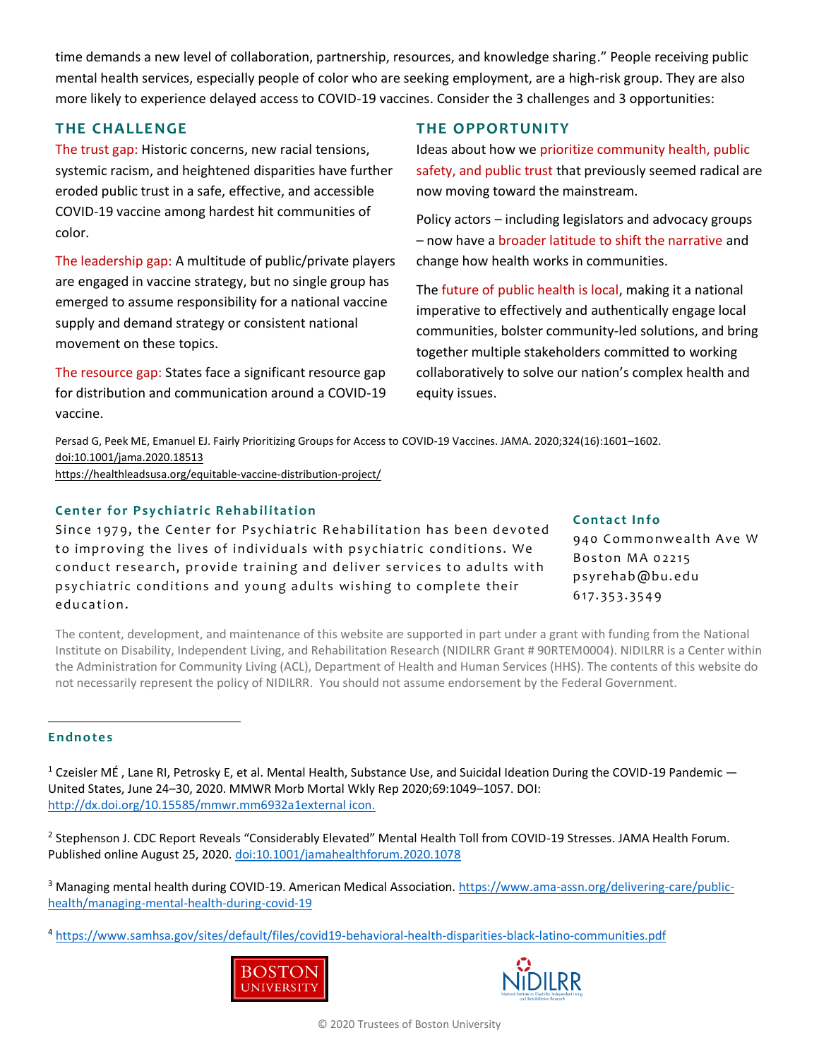time demands a new level of collaboration, partnership, resources, and knowledge sharing." People receiving public mental health services, especially people of color who are seeking employment, are a high-risk group. They are also more likely to experience delayed access to COVID-19 vaccines. Consider the 3 challenges and 3 opportunities:

### THE CHALLENGE

The trust gap: Historic concerns, new racial tensions, systemic racism, and heightened disparities have further eroded public trust in a safe, effective, and accessible COVID-19 vaccine among hardest hit communities of color.

The leadership gap: A multitude of public/private players are engaged in vaccine strategy, but no single group has emerged to assume responsibility for a national vaccine supply and demand strategy or consistent national movement on these topics.

The resource gap: States face a significant resource gap for distribution and communication around a COVID-19 vaccine.

### THE OPPORTUNITY

Ideas about how we prioritize community health, public safety, and public trust that previously seemed radical are now moving toward the mainstream.

Policy actors – including legislators and advocacy groups – now have a broader latitude to shift the narrative and change how health works in communities.

The future of public health is local, making it a national imperative to effectively and authentically engage local communities, bolster community-led solutions, and bring together multiple stakeholders committed to working collaboratively to solve our nation's complex health and equity issues.

Persad G, Peek ME, Emanuel EJ. Fairly Prioritizing Groups for Access to COVID-19 Vaccines. JAMA. 2020;324(16):1601–1602. doi:10.1001/jama.2020.18513
https://healthleadsusa.org/equitable-vaccine-distribution-project/

### Center for Psychiatric Rehabilitation

Since 1979, the Center for Psychiatric Rehabilitation has been devoted to improving the lives of individuals with psychiatric conditions. We conduct research, provide training and deliver services to adults with psychiatric conditions and young adults wishing to complete their education.

### Contact Info

940 Commonwealth Ave W
Boston MA 02215
psyrehab@bu.edu
617.353.3549

The content, development, and maintenance of this website are supported in part under a grant with funding from the National Institute on Disability, Independent Living, and Rehabilitation Research (NIDILRR Grant # 90RTEM0004). NIDILRR is a Center within the Administration for Community Living (ACL), Department of Health and Human Services (HHS). The contents of this website do not necessarily represent the policy of NIDILRR. You should not assume endorsement by the Federal Government.

### Endnotes

[1] Czeisler MÉ , Lane RI, Petrosky E, et al. Mental Health, Substance Use, and Suicidal Ideation During the COVID-19 Pandemic — United States, June 24–30, 2020. MMWR Morb Mortal Wkly Rep 2020;69:1049–1057. DOI: http://dx.doi.org/10.15585/mmwr.mm6932a1external icon.

[2] Stephenson J. CDC Report Reveals "Considerably Elevated" Mental Health Toll from COVID-19 Stresses. JAMA Health Forum. Published online August 25, 2020. doi:10.1001/jamahealthforum.2020.1078

[3] Managing mental health during COVID-19. American Medical Association. https://www.ama-assn.org/delivering-care/public-health/managing-mental-health-during-covid-19

[4] https://www.samhsa.gov/sites/default/files/covid19-behavioral-health-disparities-black-latino-communities.pdf

BOSTON UNIVERSITY

NIDILRR National Institute on Disability, Independent Living, and Rehabilitation Research

© 2020 Trustees of Boston University